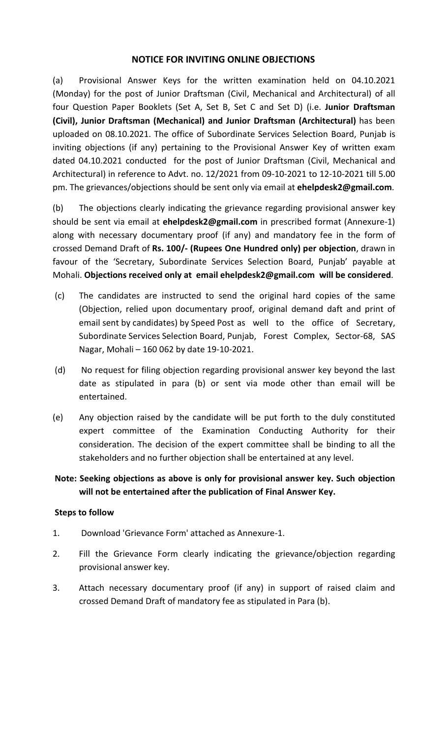## NOTICE FOR INVITING ONLINE OBJECTIONS

(a) Provisional Answer Keys for the written examination held on 04.10.2021 (Monday) for the post of Junior Draftsman (Civil, Mechanical and Architectural) of all four Question Paper Booklets (Set A, Set B, Set C and Set D) (i.e. **Junior Draftsman (Civil), Junior Draftsman (Mechanical) and Junior Draftsman (Architectural)** has been uploaded on 08.10.2021. The office of Subordinate Services Selection Board, Punjab is inviting objections (if any) pertaining to the Provisional Answer Key of written exam dated 04.10.2021 conducted for the post of Junior Draftsman (Civil, Mechanical and Architectural) in reference to Advt. no. 12/2021 from 09-10-2021 to 12-10-2021 till 5.00 pm. The grievances/objections should be sent only via email at **ehelpdesk2@gmail.com**.

(b) The objections clearly indicating the grievance regarding provisional answer key should be sent via email at **ehelpdesk2@gmail.com** in prescribed format (Annexure-1) along with necessary documentary proof (if any) and mandatory fee in the form of crossed Demand Draft of **Rs. 100/- (Rupees One Hundred only) per objection**, drawn in favour of the 'Secretary, Subordinate Services Selection Board, Punjab' payable at Mohali. **Objections received only at email ehelpdesk2@gmail.com will be considered**.

(c) The candidates are instructed to send the original hard copies of the same (Objection, relied upon documentary proof, original demand daft and print of email sent by candidates) by Speed Post as well to the office of Secretary, Subordinate Services Selection Board, Punjab, Forest Complex, Sector-68, SAS Nagar, Mohali – 160 062 by date 19-10-2021.

(d) No request for filing objection regarding provisional answer key beyond the last date as stipulated in para (b) or sent via mode other than email will be entertained.

(e) Any objection raised by the candidate will be put forth to the duly constituted expert committee of the Examination Conducting Authority for their consideration. The decision of the expert committee shall be binding to all the stakeholders and no further objection shall be entertained at any level.

**Note: Seeking objections as above is only for provisional answer key. Such objection will not be entertained after the publication of Final Answer Key.**

**Steps to follow**

1. Download 'Grievance Form' attached as Annexure-1.
2. Fill the Grievance Form clearly indicating the grievance/objection regarding provisional answer key.
3. Attach necessary documentary proof (if any) in support of raised claim and crossed Demand Draft of mandatory fee as stipulated in Para (b).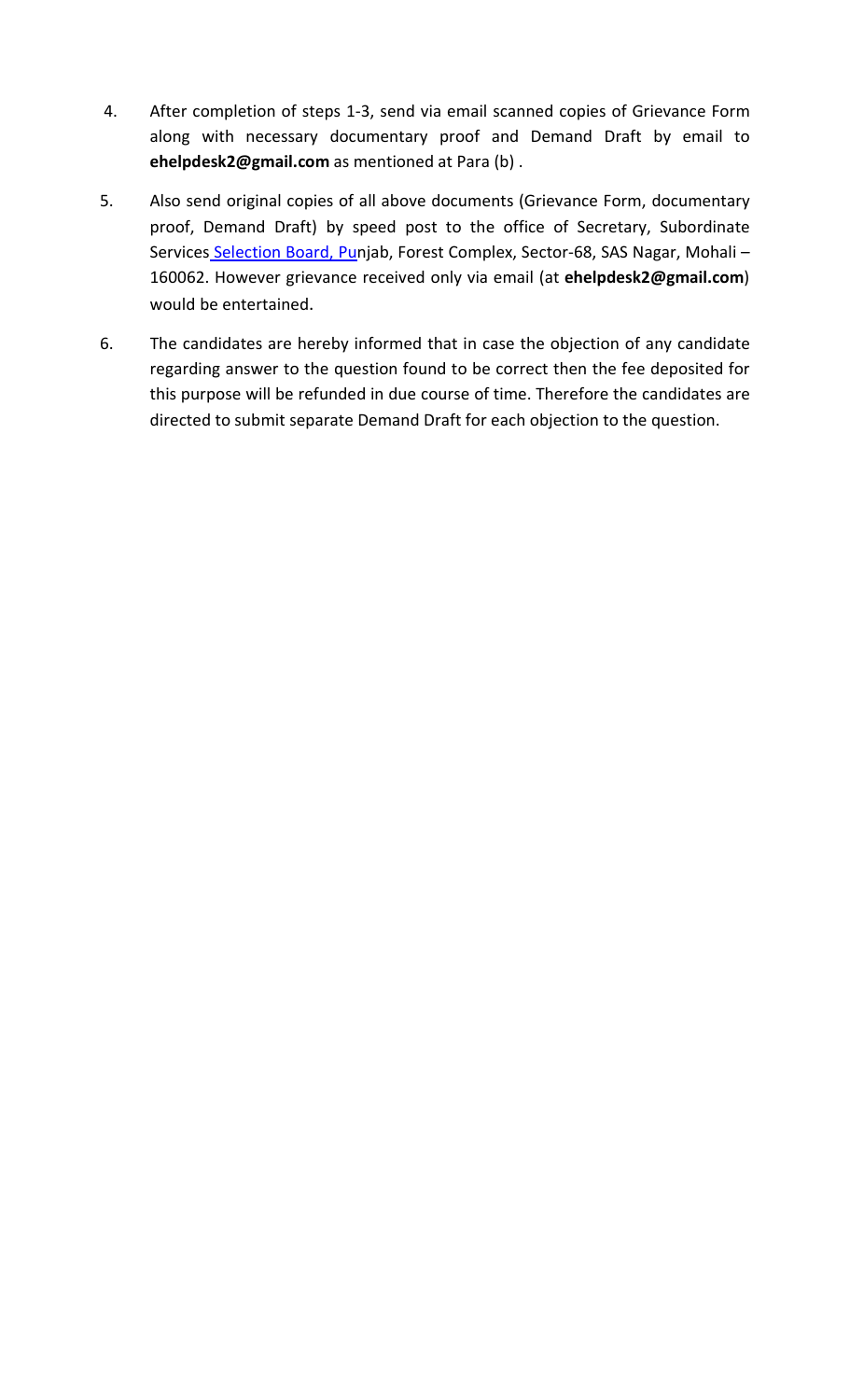4. After completion of steps 1-3, send via email scanned copies of Grievance Form along with necessary documentary proof and Demand Draft by email to **ehelpdesk2@gmail.com** as mentioned at Para (b) .

5. Also send original copies of all above documents (Grievance Form, documentary proof, Demand Draft) by speed post to the office of Secretary, Subordinate Services Selection Board, Punjab, Forest Complex, Sector-68, SAS Nagar, Mohali – 160062. However grievance received only via email (at **ehelpdesk2@gmail.com**) would be entertained.

6. The candidates are hereby informed that in case the objection of any candidate regarding answer to the question found to be correct then the fee deposited for this purpose will be refunded in due course of time. Therefore the candidates are directed to submit separate Demand Draft for each objection to the question.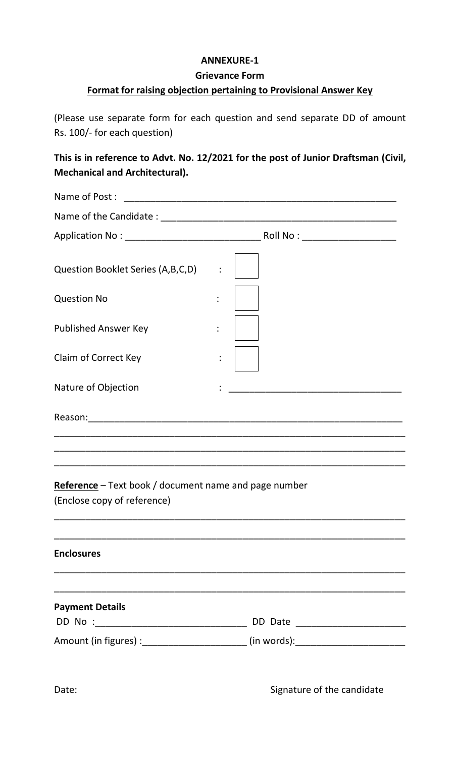**ANNEXURE-1**

**Grievance Form**

**<u>Format for raising objection pertaining to Provisional Answer Key</u>**

(Please use separate form for each question and send separate DD of amount Rs. 100/- for each question)

**This is in reference to Advt. No. 12/2021 for the post of Junior Draftsman (Civil, Mechanical and Architectural).**

Name of Post : ____________________________________________________

Name of the Candidate : ____________________________________________

Application No : __________________________ Roll No : __________________

Question Booklet Series (A,B,C,D) : [ ]

Question No : [ ]

Published Answer Key : [ ]

Claim of Correct Key : [ ]

Nature of Objection : ________________________________

Reason:____________________________________________________________

___________________________________________________________________

___________________________________________________________________

___________________________________________________________________

<u>**Reference**</u> – Text book / document name and page number
(Enclose copy of reference)

___________________________________________________________________

___________________________________________________________________

**Enclosures**

___________________________________________________________________

___________________________________________________________________

**Payment Details**

DD No :_____________________________ DD Date _____________________

Amount (in figures) :___________________ (in words):_____________________

Date: Signature of the candidate